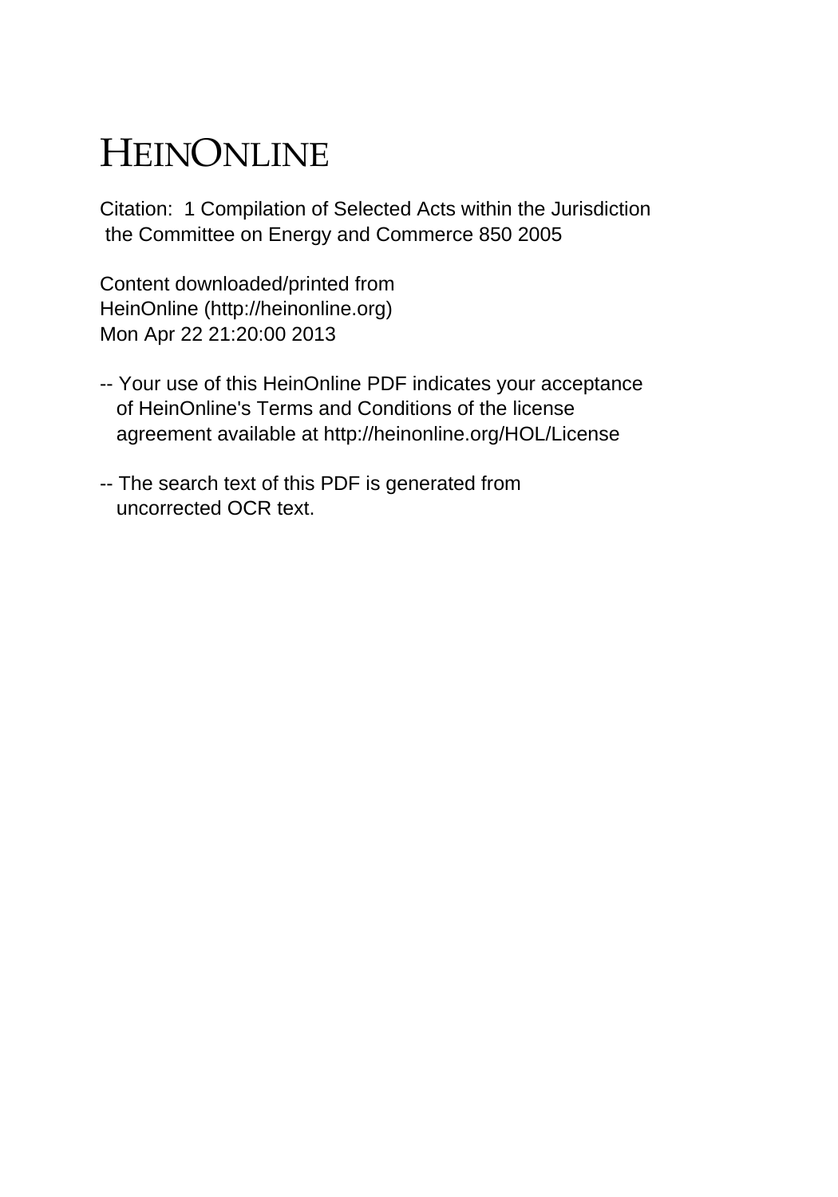# HEINONLINE

Citation: 1 Compilation of Selected Acts within the Jurisdiction the Committee on Energy and Commerce 850 2005

Content downloaded/printed from HeinOnline (http://heinonline.org) Mon Apr 22 21:20:00 2013

-- Your use of this HeinOnline PDF indicates your acceptance of HeinOnline's Terms and Conditions of the license agreement available at http://heinonline.org/HOL/License

-- The search text of this PDF is generated from uncorrected OCR text.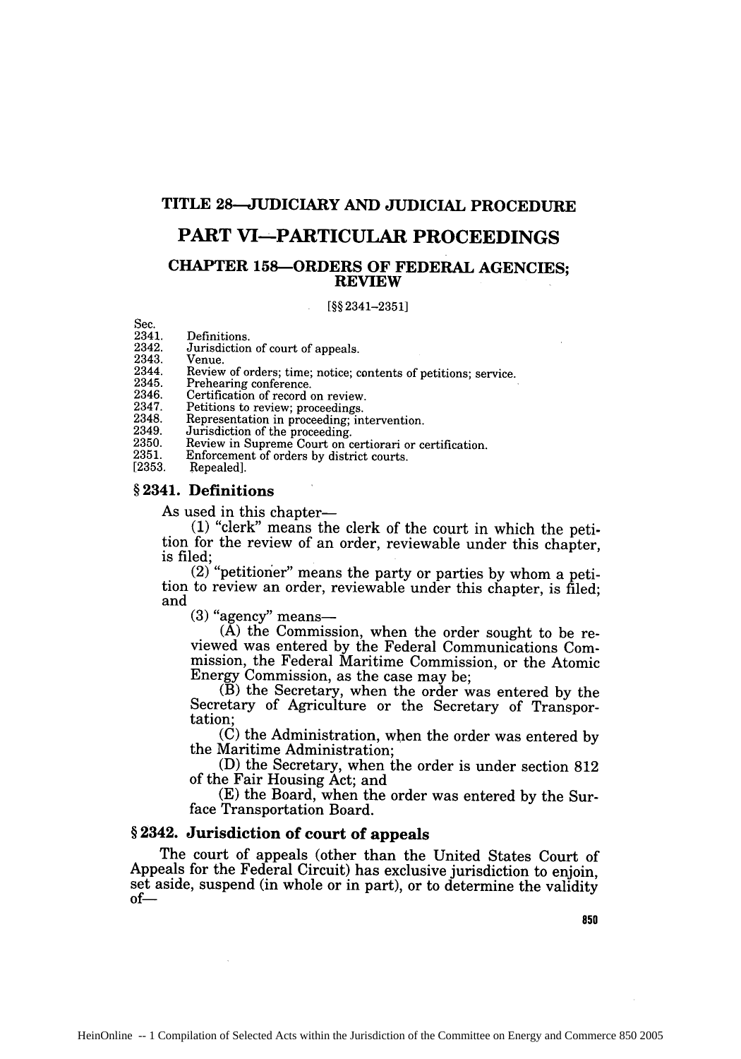# TITLE 28—JUDICIARY AND JUDICIAL PROCEDURE

## PART VI—PARTICULAR PROCEEDINGS

### CHAPTER 158—ORDERS OF FEDERAL AGENCIES; REVIEW

[§§ 2341–2351]

| Sec. | |
|---|---|
| 2341. | Definitions. |
| 2342. | Jurisdiction of court of appeals. |
| 2343. | Venue. |
| 2344. | Review of orders; time; notice; contents of petitions; service. |
| 2345. | Prehearing conference. |
| 2346. | Certification of record on review. |
| 2347. | Petitions to review; proceedings. |
| 2348. | Representation in proceeding; intervention. |
| 2349. | Jurisdiction of the proceeding. |
| 2350. | Review in Supreme Court on certiorari or certification. |
| 2351. | Enforcement of orders by district courts. |
| [2353. | Repealed]. |

### § 2341. Definitions

As used in this chapter—

(1) "clerk" means the clerk of the court in which the petition for the review of an order, reviewable under this chapter, is filed;

(2) "petitioner" means the party or parties by whom a petition to review an order, reviewable under this chapter, is filed; and

(3) "agency" means—

(A) the Commission, when the order sought to be reviewed was entered by the Federal Communications Commission, the Federal Maritime Commission, or the Atomic Energy Commission, as the case may be;

(B) the Secretary, when the order was entered by the Secretary of Agriculture or the Secretary of Transportation;

(C) the Administration, when the order was entered by the Maritime Administration;

(D) the Secretary, when the order is under section 812 of the Fair Housing Act; and

(E) the Board, when the order was entered by the Surface Transportation Board.

### § 2342. Jurisdiction of court of appeals

The court of appeals (other than the United States Court of Appeals for the Federal Circuit) has exclusive jurisdiction to enjoin, set aside, suspend (in whole or in part), or to determine the validity of—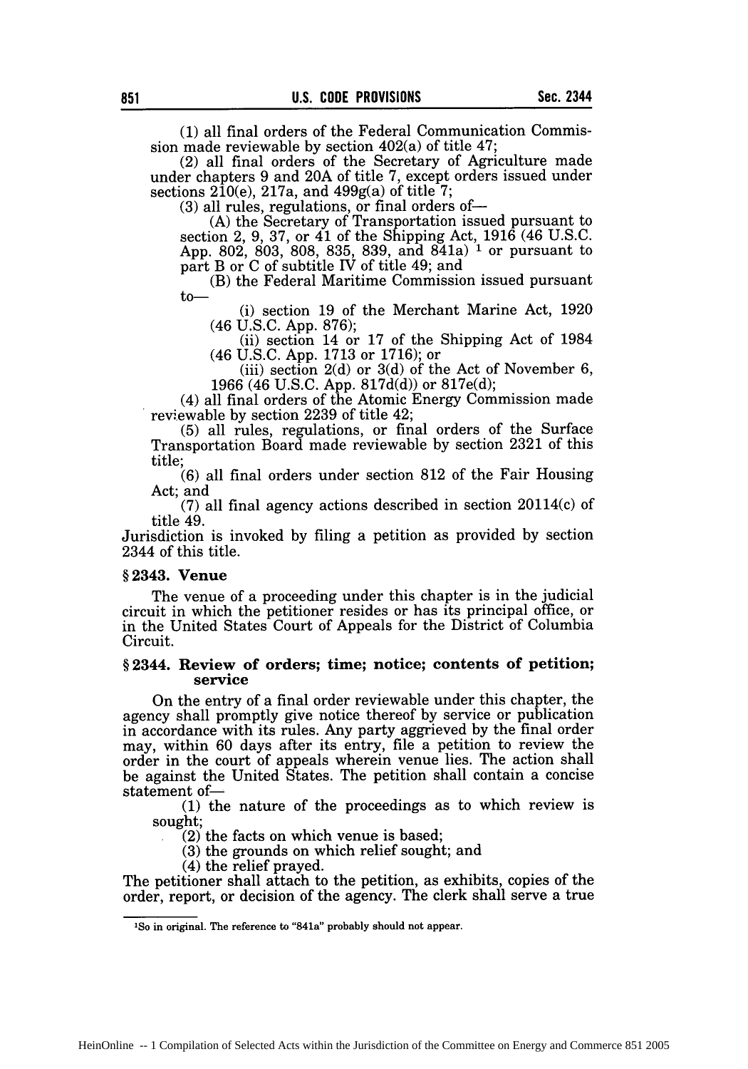(1) all final orders of the Federal Communication Commission made reviewable by section 402(a) of title 47;

(2) all final orders of the Secretary of Agriculture made under chapters 9 and 20A of title 7, except orders issued under sections 210(e), 217a, and 499g(a) of title 7;

(3) all rules, regulations, or final orders of—

(A) the Secretary of Transportation issued pursuant to section 2, 9, 37, or 41 of the Shipping Act, 1916 (46 U.S.C. App. 802, 803, 808, 835, 839, and 841a) [1] or pursuant to part B or C of subtitle IV of title 49; and

(B) the Federal Maritime Commission issued pursuant to—

(i) section 19 of the Merchant Marine Act, 1920 (46 U.S.C. App. 876);

(ii) section 14 or 17 of the Shipping Act of 1984 (46 U.S.C. App. 1713 or 1716); or

(iii) section 2(d) or 3(d) of the Act of November 6, 1966 (46 U.S.C. App. 817d(d)) or 817e(d);

(4) all final orders of the Atomic Energy Commission made reviewable by section 2239 of title 42;

(5) all rules, regulations, or final orders of the Surface Transportation Board made reviewable by section 2321 of this title;

(6) all final orders under section 812 of the Fair Housing Act; and

(7) all final agency actions described in section 20114(c) of title 49.

Jurisdiction is invoked by filing a petition as provided by section 2344 of this title.

### § 2343. Venue

The venue of a proceeding under this chapter is in the judicial circuit in which the petitioner resides or has its principal office, or in the United States Court of Appeals for the District of Columbia Circuit.

### § 2344. Review of orders; time; notice; contents of petition; service

On the entry of a final order reviewable under this chapter, the agency shall promptly give notice thereof by service or publication in accordance with its rules. Any party aggrieved by the final order may, within 60 days after its entry, file a petition to review the order in the court of appeals wherein venue lies. The action shall be against the United States. The petition shall contain a concise statement of—

(1) the nature of the proceedings as to which review is sought;

(2) the facts on which venue is based;

(3) the grounds on which relief sought; and

(4) the relief prayed.

The petitioner shall attach to the petition, as exhibits, copies of the order, report, or decision of the agency. The clerk shall serve a true

[1] So in original. The reference to "841a" probably should not appear.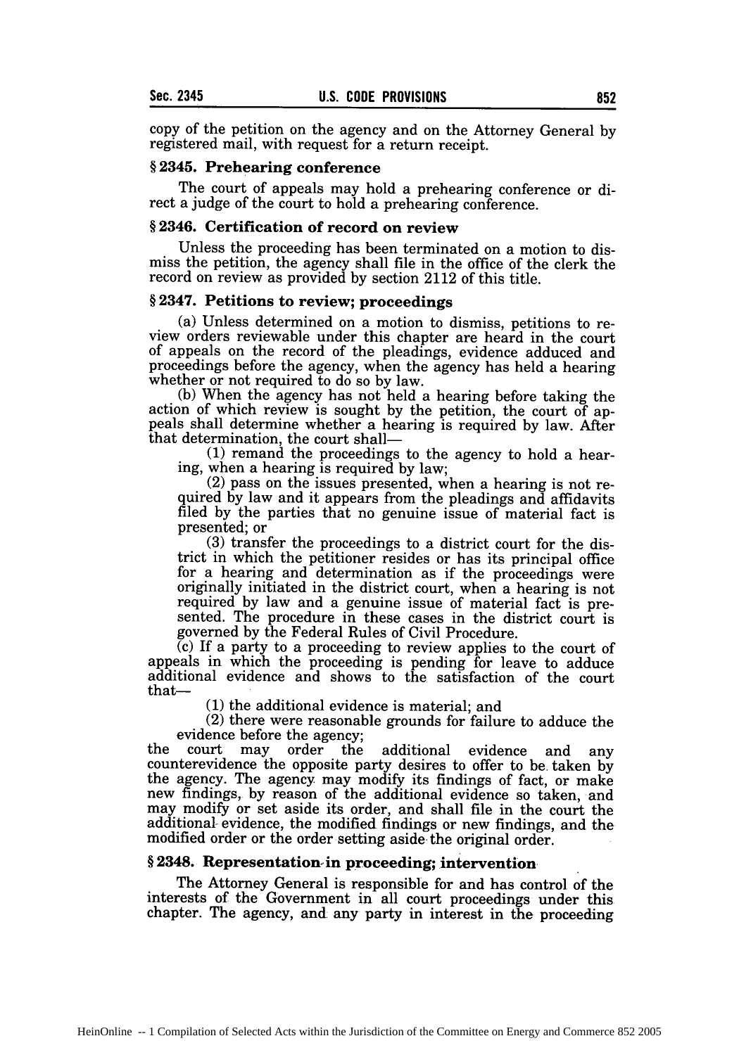copy of the petition on the agency and on the Attorney General by registered mail, with request for a return receipt.

### § 2345. Prehearing conference

The court of appeals may hold a prehearing conference or direct a judge of the court to hold a prehearing conference.

### § 2346. Certification of record on review

Unless the proceeding has been terminated on a motion to dismiss the petition, the agency shall file in the office of the clerk the record on review as provided by section 2112 of this title.

### § 2347. Petitions to review; proceedings

(a) Unless determined on a motion to dismiss, petitions to review orders reviewable under this chapter are heard in the court of appeals on the record of the pleadings, evidence adduced and proceedings before the agency, when the agency has held a hearing whether or not required to do so by law.

(b) When the agency has not held a hearing before taking the action of which review is sought by the petition, the court of appeals shall determine whether a hearing is required by law. After that determination, the court shall—

(1) remand the proceedings to the agency to hold a hearing, when a hearing is required by law;

(2) pass on the issues presented, when a hearing is not required by law and it appears from the pleadings and affidavits filed by the parties that no genuine issue of material fact is presented; or

(3) transfer the proceedings to a district court for the district in which the petitioner resides or has its principal office for a hearing and determination as if the proceedings were originally initiated in the district court, when a hearing is not required by law and a genuine issue of material fact is presented. The procedure in these cases in the district court is governed by the Federal Rules of Civil Procedure.

(c) If a party to a proceeding to review applies to the court of appeals in which the proceeding is pending for leave to adduce additional evidence and shows to the satisfaction of the court that—

(1) the additional evidence is material; and

(2) there were reasonable grounds for failure to adduce the evidence before the agency;

the court may order the additional evidence and any counterevidence the opposite party desires to offer to be taken by the agency. The agency may modify its findings of fact, or make new findings, by reason of the additional evidence so taken, and may modify or set aside its order, and shall file in the court the additional evidence, the modified findings or new findings, and the modified order or the order setting aside the original order.

### § 2348. Representation in proceeding; intervention

The Attorney General is responsible for and has control of the interests of the Government in all court proceedings under this chapter. The agency, and any party in interest in the proceeding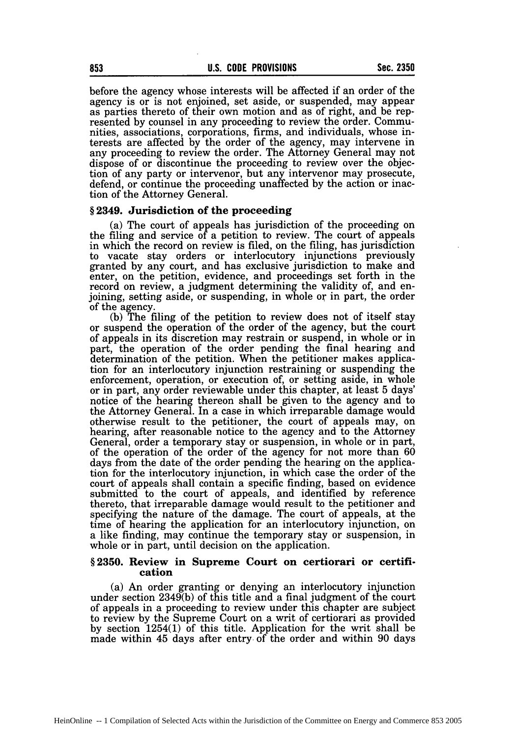before the agency whose interests will be affected if an order of the agency is or is not enjoined, set aside, or suspended, may appear as parties thereto of their own motion and as of right, and be represented by counsel in any proceeding to review the order. Communities, associations, corporations, firms, and individuals, whose interests are affected by the order of the agency, may intervene in any proceeding to review the order. The Attorney General may not dispose of or discontinue the proceeding to review over the objection of any party or intervenor, but any intervenor may prosecute, defend, or continue the proceeding unaffected by the action or inaction of the Attorney General.

### § 2349. Jurisdiction of the proceeding

(a) The court of appeals has jurisdiction of the proceeding on the filing and service of a petition to review. The court of appeals in which the record on review is filed, on the filing, has jurisdiction to vacate stay orders or interlocutory injunctions previously granted by any court, and has exclusive jurisdiction to make and enter, on the petition, evidence, and proceedings set forth in the record on review, a judgment determining the validity of, and enjoining, setting aside, or suspending, in whole or in part, the order of the agency.

(b) The filing of the petition to review does not of itself stay or suspend the operation of the order of the agency, but the court of appeals in its discretion may restrain or suspend, in whole or in part, the operation of the order pending the final hearing and determination of the petition. When the petitioner makes application for an interlocutory injunction restraining or suspending the enforcement, operation, or execution of, or setting aside, in whole or in part, any order reviewable under this chapter, at least 5 days' notice of the hearing thereon shall be given to the agency and to the Attorney General. In a case in which irreparable damage would otherwise result to the petitioner, the court of appeals may, on hearing, after reasonable notice to the agency and to the Attorney General, order a temporary stay or suspension, in whole or in part, of the operation of the order of the agency for not more than 60 days from the date of the order pending the hearing on the application for the interlocutory injunction, in which case the order of the court of appeals shall contain a specific finding, based on evidence submitted to the court of appeals, and identified by reference thereto, that irreparable damage would result to the petitioner and specifying the nature of the damage. The court of appeals, at the time of hearing the application for an interlocutory injunction, on a like finding, may continue the temporary stay or suspension, in whole or in part, until decision on the application.

### § 2350. Review in Supreme Court on certiorari or certification

(a) An order granting or denying an interlocutory injunction under section 2349(b) of this title and a final judgment of the court of appeals in a proceeding to review under this chapter are subject to review by the Supreme Court on a writ of certiorari as provided by section 1254(1) of this title. Application for the writ shall be made within 45 days after entry of the order and within 90 days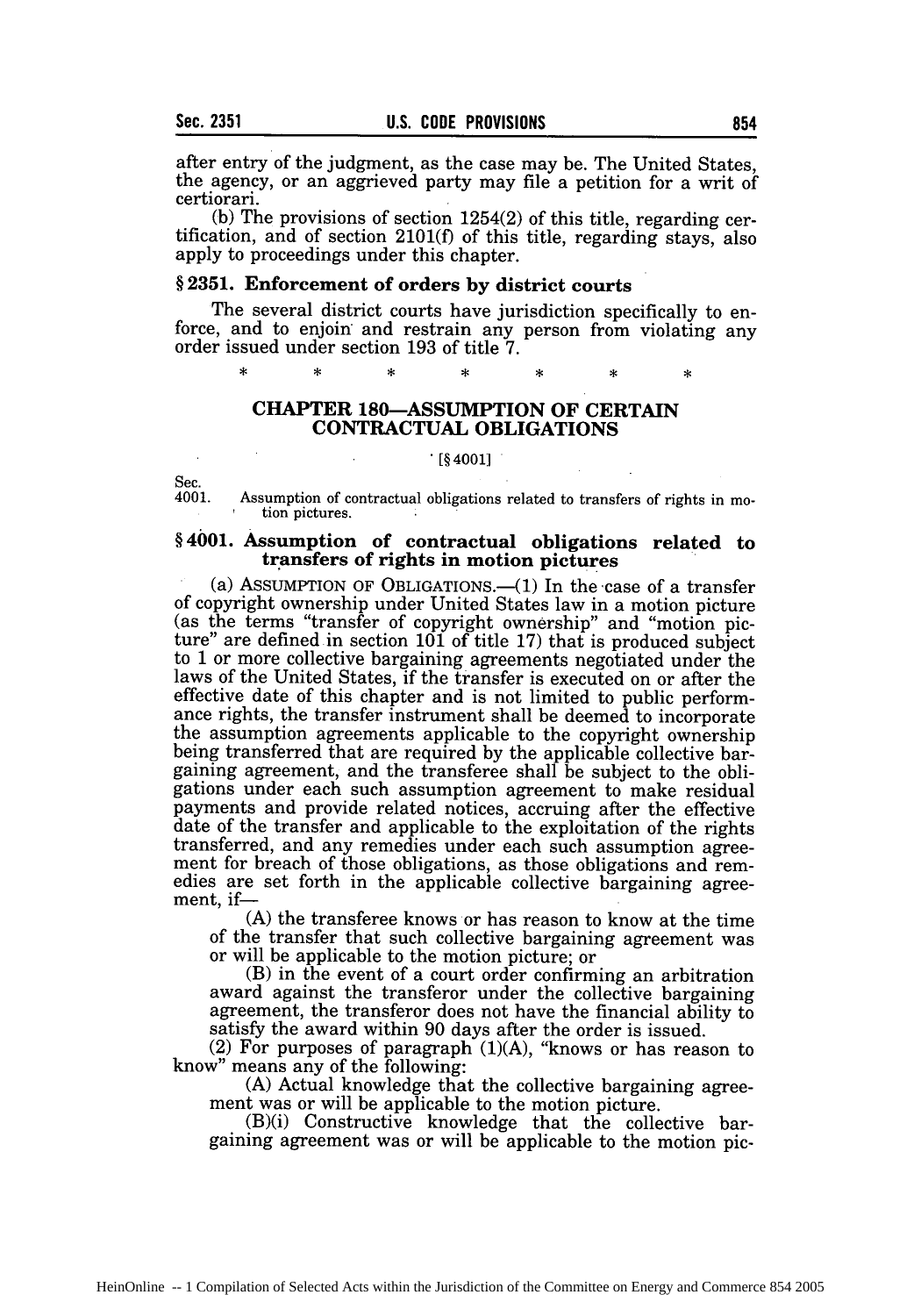after entry of the judgment, as the case may be. The United States, the agency, or an aggrieved party may file a petition for a writ of certiorari.

(b) The provisions of section 1254(2) of this title, regarding certification, and of section 2101(f) of this title, regarding stays, also apply to proceedings under this chapter.

**§ 2351. Enforcement of orders by district courts**

The several district courts have jurisdiction specifically to enforce, and to enjoin and restrain any person from violating any order issued under section 193 of title 7.

\* \* \* \* \* \* \*

## CHAPTER 180—ASSUMPTION OF CERTAIN CONTRACTUAL OBLIGATIONS

[§ 4001]

Sec.
4001. Assumption of contractual obligations related to transfers of rights in motion pictures.

**§ 4001. Assumption of contractual obligations related to transfers of rights in motion pictures**

(a) ASSUMPTION OF OBLIGATIONS.—(1) In the case of a transfer of copyright ownership under United States law in a motion picture (as the terms "transfer of copyright ownership" and "motion picture" are defined in section 101 of title 17) that is produced subject to 1 or more collective bargaining agreements negotiated under the laws of the United States, if the transfer is executed on or after the effective date of this chapter and is not limited to public performance rights, the transfer instrument shall be deemed to incorporate the assumption agreements applicable to the copyright ownership being transferred that are required by the applicable collective bargaining agreement, and the transferee shall be subject to the obligations under each such assumption agreement to make residual payments and provide related notices, accruing after the effective date of the transfer and applicable to the exploitation of the rights transferred, and any remedies under each such assumption agreement for breach of those obligations, as those obligations and remedies are set forth in the applicable collective bargaining agreement, if—

(A) the transferee knows or has reason to know at the time of the transfer that such collective bargaining agreement was or will be applicable to the motion picture; or

(B) in the event of a court order confirming an arbitration award against the transferor under the collective bargaining agreement, the transferor does not have the financial ability to satisfy the award within 90 days after the order is issued.

(2) For purposes of paragraph (1)(A), "knows or has reason to know" means any of the following:

(A) Actual knowledge that the collective bargaining agreement was or will be applicable to the motion picture.

(B)(i) Constructive knowledge that the collective bargaining agreement was or will be applicable to the motion pic-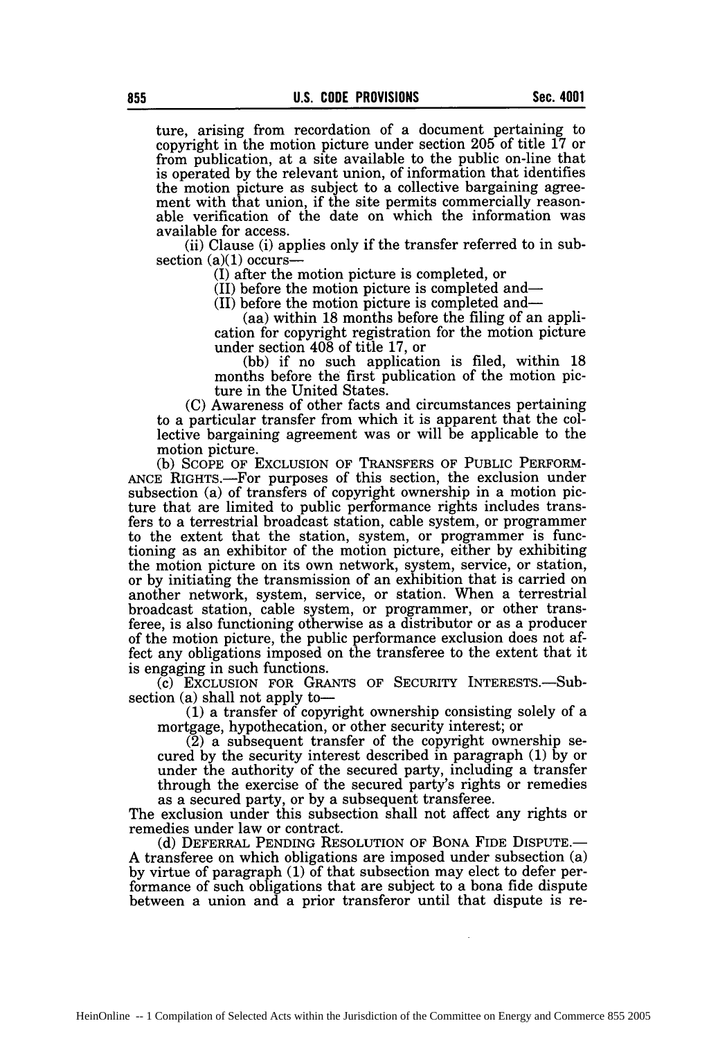ture, arising from recordation of a document pertaining to copyright in the motion picture under section 205 of title 17 or from publication, at a site available to the public on-line that is operated by the relevant union, of information that identifies the motion picture as subject to a collective bargaining agreement with that union, if the site permits commercially reasonable verification of the date on which the information was available for access.

(ii) Clause (i) applies only if the transfer referred to in subsection (a)(1) occurs—

(I) after the motion picture is completed, or

(II) before the motion picture is completed and—

(II) before the motion picture is completed and—

(aa) within 18 months before the filing of an application for copyright registration for the motion picture under section 408 of title 17, or

(bb) if no such application is filed, within 18 months before the first publication of the motion picture in the United States.

(C) Awareness of other facts and circumstances pertaining to a particular transfer from which it is apparent that the collective bargaining agreement was or will be applicable to the motion picture.

(b) SCOPE OF EXCLUSION OF TRANSFERS OF PUBLIC PERFORMANCE RIGHTS.—For purposes of this section, the exclusion under subsection (a) of transfers of copyright ownership in a motion picture that are limited to public performance rights includes transfers to a terrestrial broadcast station, cable system, or programmer to the extent that the station, system, or programmer is functioning as an exhibitor of the motion picture, either by exhibiting the motion picture on its own network, system, service, or station, or by initiating the transmission of an exhibition that is carried on another network, system, service, or station. When a terrestrial broadcast station, cable system, or programmer, or other transferee, is also functioning otherwise as a distributor or as a producer of the motion picture, the public performance exclusion does not affect any obligations imposed on the transferee to the extent that it is engaging in such functions.

(c) EXCLUSION FOR GRANTS OF SECURITY INTERESTS.—Subsection (a) shall not apply to—

(1) a transfer of copyright ownership consisting solely of a mortgage, hypothecation, or other security interest; or

(2) a subsequent transfer of the copyright ownership secured by the security interest described in paragraph (1) by or under the authority of the secured party, including a transfer through the exercise of the secured party's rights or remedies as a secured party, or by a subsequent transferee.

The exclusion under this subsection shall not affect any rights or remedies under law or contract.

(d) DEFERRAL PENDING RESOLUTION OF BONA FIDE DISPUTE.—A transferee on which obligations are imposed under subsection (a) by virtue of paragraph (1) of that subsection may elect to defer performance of such obligations that are subject to a bona fide dispute between a union and a prior transferor until that dispute is re-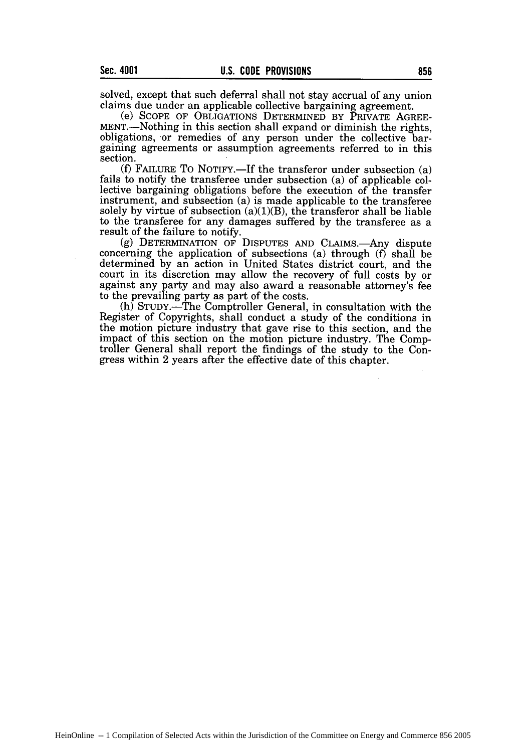solved, except that such deferral shall not stay accrual of any union claims due under an applicable collective bargaining agreement.

(e) SCOPE OF OBLIGATIONS DETERMINED BY PRIVATE AGREEMENT.—Nothing in this section shall expand or diminish the rights, obligations, or remedies of any person under the collective bargaining agreements or assumption agreements referred to in this section.

(f) FAILURE TO NOTIFY.—If the transferor under subsection (a) fails to notify the transferee under subsection (a) of applicable collective bargaining obligations before the execution of the transfer instrument, and subsection (a) is made applicable to the transferee solely by virtue of subsection (a)(1)(B), the transferor shall be liable to the transferee for any damages suffered by the transferee as a result of the failure to notify.

(g) DETERMINATION OF DISPUTES AND CLAIMS.—Any dispute concerning the application of subsections (a) through (f) shall be determined by an action in United States district court, and the court in its discretion may allow the recovery of full costs by or against any party and may also award a reasonable attorney's fee to the prevailing party as part of the costs.

(h) STUDY.—The Comptroller General, in consultation with the Register of Copyrights, shall conduct a study of the conditions in the motion picture industry that gave rise to this section, and the impact of this section on the motion picture industry. The Comptroller General shall report the findings of the study to the Congress within 2 years after the effective date of this chapter.